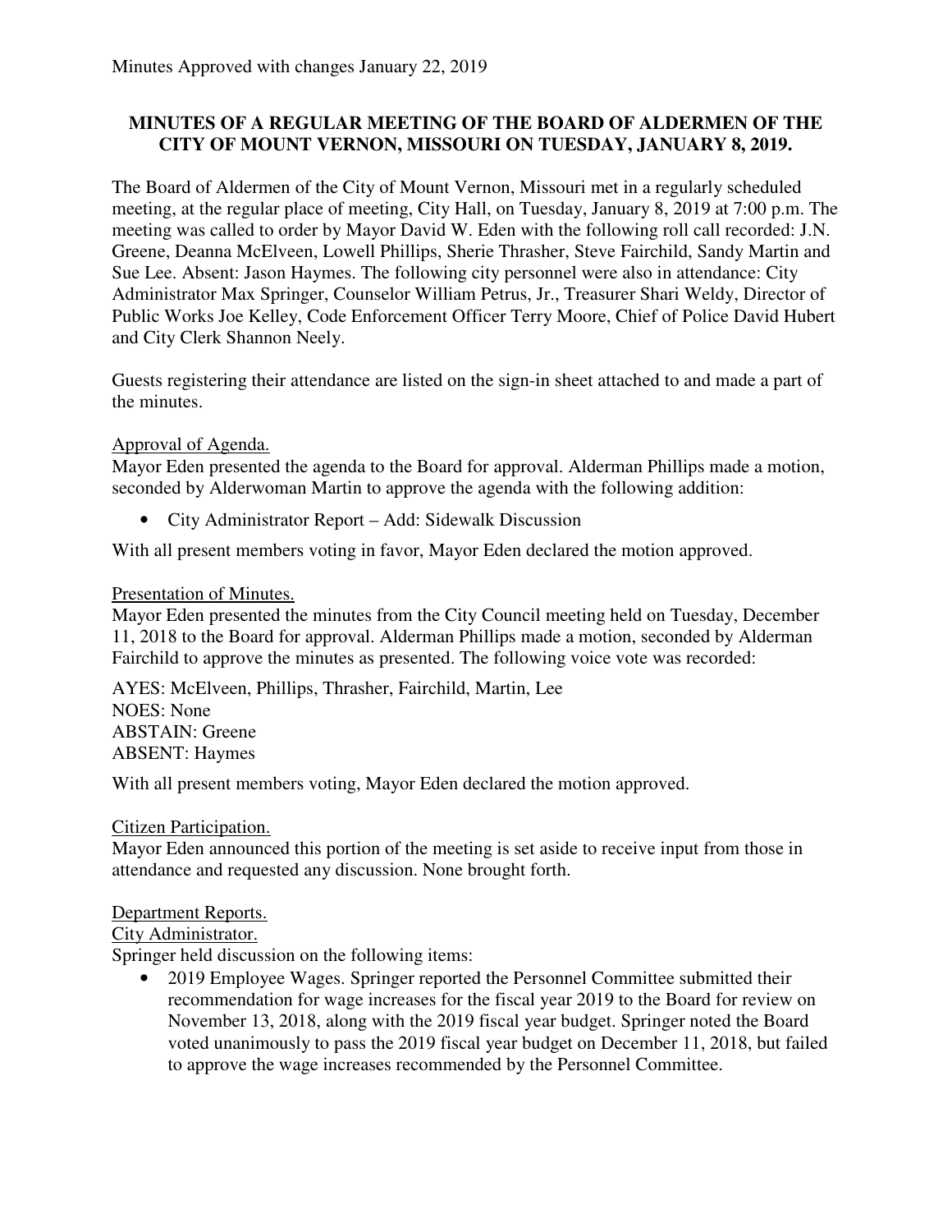Minutes Approved with changes January 22, 2019

**MINUTES OF A REGULAR MEETING OF THE BOARD OF ALDERMEN OF THE CITY OF MOUNT VERNON, MISSOURI ON TUESDAY, JANUARY 8, 2019.**

The Board of Aldermen of the City of Mount Vernon, Missouri met in a regularly scheduled meeting, at the regular place of meeting, City Hall, on Tuesday, January 8, 2019 at 7:00 p.m. The meeting was called to order by Mayor David W. Eden with the following roll call recorded: J.N. Greene, Deanna McElveen, Lowell Phillips, Sherie Thrasher, Steve Fairchild, Sandy Martin and Sue Lee. Absent: Jason Haymes. The following city personnel were also in attendance: City Administrator Max Springer, Counselor William Petrus, Jr., Treasurer Shari Weldy, Director of Public Works Joe Kelley, Code Enforcement Officer Terry Moore, Chief of Police David Hubert and City Clerk Shannon Neely.

Guests registering their attendance are listed on the sign-in sheet attached to and made a part of the minutes.

Approval of Agenda.

Mayor Eden presented the agenda to the Board for approval. Alderman Phillips made a motion, seconded by Alderwoman Martin to approve the agenda with the following addition:

- City Administrator Report – Add: Sidewalk Discussion

With all present members voting in favor, Mayor Eden declared the motion approved.

Presentation of Minutes.

Mayor Eden presented the minutes from the City Council meeting held on Tuesday, December 11, 2018 to the Board for approval. Alderman Phillips made a motion, seconded by Alderman Fairchild to approve the minutes as presented. The following voice vote was recorded:

AYES: McElveen, Phillips, Thrasher, Fairchild, Martin, Lee
NOES: None
ABSTAIN: Greene
ABSENT: Haymes

With all present members voting, Mayor Eden declared the motion approved.

Citizen Participation.

Mayor Eden announced this portion of the meeting is set aside to receive input from those in attendance and requested any discussion. None brought forth.

Department Reports.

City Administrator.

Springer held discussion on the following items:

- 2019 Employee Wages. Springer reported the Personnel Committee submitted their recommendation for wage increases for the fiscal year 2019 to the Board for review on November 13, 2018, along with the 2019 fiscal year budget. Springer noted the Board voted unanimously to pass the 2019 fiscal year budget on December 11, 2018, but failed to approve the wage increases recommended by the Personnel Committee.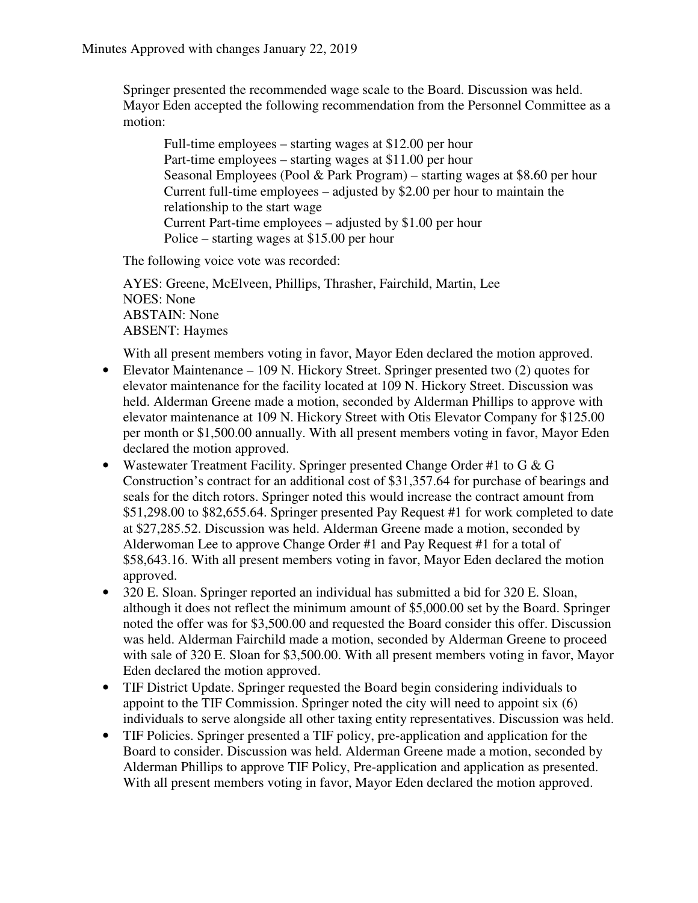Springer presented the recommended wage scale to the Board. Discussion was held. Mayor Eden accepted the following recommendation from the Personnel Committee as a motion:

> Full-time employees – starting wages at $12.00 per hour
> Part-time employees – starting wages at $11.00 per hour
> Seasonal Employees (Pool & Park Program) – starting wages at $8.60 per hour
> Current full-time employees – adjusted by $2.00 per hour to maintain the relationship to the start wage
> Current Part-time employees – adjusted by $1.00 per hour
> Police – starting wages at $15.00 per hour

The following voice vote was recorded:

AYES: Greene, McElveen, Phillips, Thrasher, Fairchild, Martin, Lee
NOES: None
ABSTAIN: None
ABSENT: Haymes

With all present members voting in favor, Mayor Eden declared the motion approved.

- Elevator Maintenance – 109 N. Hickory Street. Springer presented two (2) quotes for elevator maintenance for the facility located at 109 N. Hickory Street. Discussion was held. Alderman Greene made a motion, seconded by Alderman Phillips to approve with elevator maintenance at 109 N. Hickory Street with Otis Elevator Company for $125.00 per month or $1,500.00 annually. With all present members voting in favor, Mayor Eden declared the motion approved.
- Wastewater Treatment Facility. Springer presented Change Order #1 to G & G Construction's contract for an additional cost of $31,357.64 for purchase of bearings and seals for the ditch rotors. Springer noted this would increase the contract amount from $51,298.00 to $82,655.64. Springer presented Pay Request #1 for work completed to date at $27,285.52. Discussion was held. Alderman Greene made a motion, seconded by Alderwoman Lee to approve Change Order #1 and Pay Request #1 for a total of $58,643.16. With all present members voting in favor, Mayor Eden declared the motion approved.
- 320 E. Sloan. Springer reported an individual has submitted a bid for 320 E. Sloan, although it does not reflect the minimum amount of $5,000.00 set by the Board. Springer noted the offer was for $3,500.00 and requested the Board consider this offer. Discussion was held. Alderman Fairchild made a motion, seconded by Alderman Greene to proceed with sale of 320 E. Sloan for $3,500.00. With all present members voting in favor, Mayor Eden declared the motion approved.
- TIF District Update. Springer requested the Board begin considering individuals to appoint to the TIF Commission. Springer noted the city will need to appoint six (6) individuals to serve alongside all other taxing entity representatives. Discussion was held.
- TIF Policies. Springer presented a TIF policy, pre-application and application for the Board to consider. Discussion was held. Alderman Greene made a motion, seconded by Alderman Phillips to approve TIF Policy, Pre-application and application as presented. With all present members voting in favor, Mayor Eden declared the motion approved.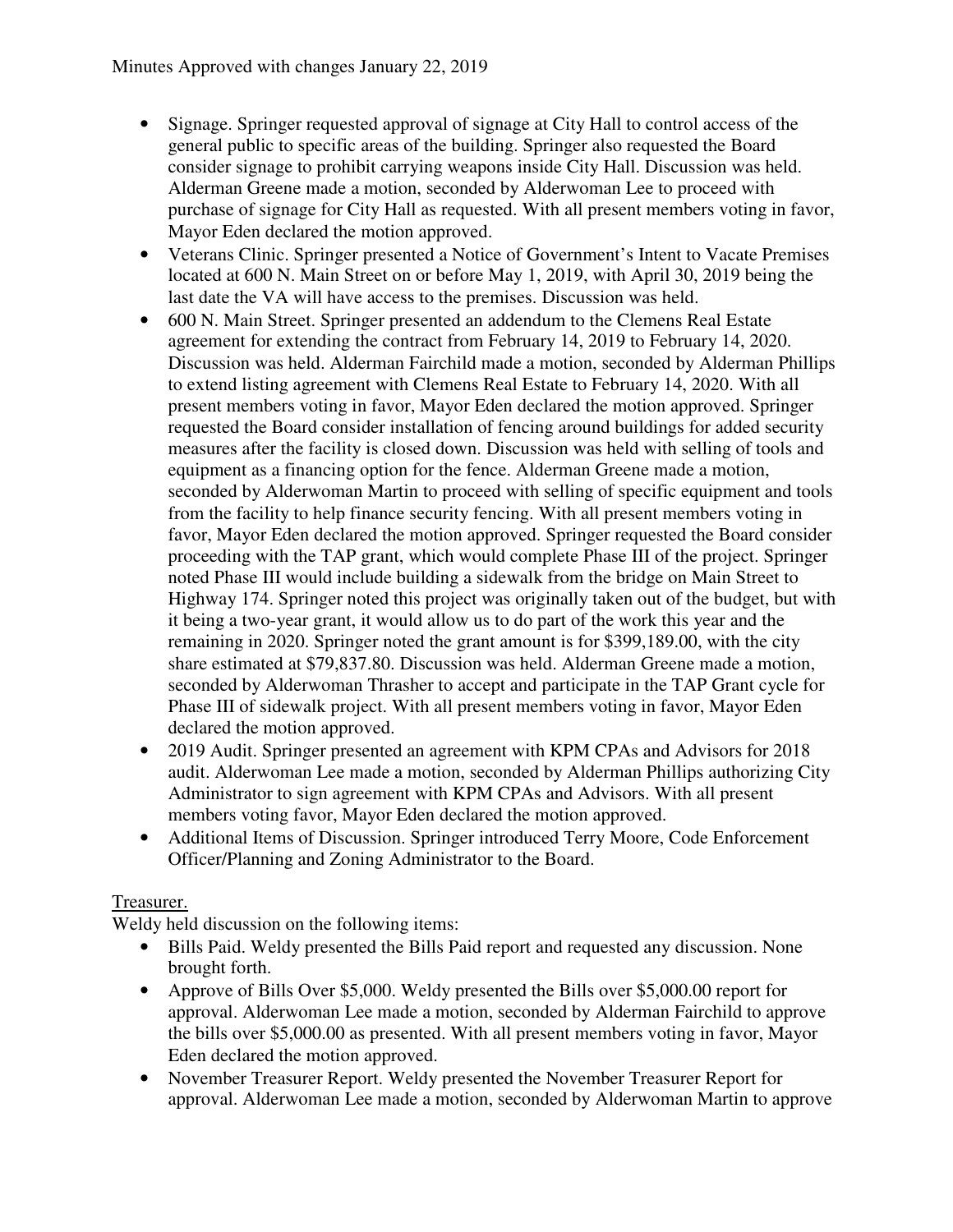- Signage. Springer requested approval of signage at City Hall to control access of the general public to specific areas of the building. Springer also requested the Board consider signage to prohibit carrying weapons inside City Hall. Discussion was held. Alderman Greene made a motion, seconded by Alderwoman Lee to proceed with purchase of signage for City Hall as requested. With all present members voting in favor, Mayor Eden declared the motion approved.
- Veterans Clinic. Springer presented a Notice of Government's Intent to Vacate Premises located at 600 N. Main Street on or before May 1, 2019, with April 30, 2019 being the last date the VA will have access to the premises. Discussion was held.
- 600 N. Main Street. Springer presented an addendum to the Clemens Real Estate agreement for extending the contract from February 14, 2019 to February 14, 2020. Discussion was held. Alderman Fairchild made a motion, seconded by Alderman Phillips to extend listing agreement with Clemens Real Estate to February 14, 2020. With all present members voting in favor, Mayor Eden declared the motion approved. Springer requested the Board consider installation of fencing around buildings for added security measures after the facility is closed down. Discussion was held with selling of tools and equipment as a financing option for the fence. Alderman Greene made a motion, seconded by Alderwoman Martin to proceed with selling of specific equipment and tools from the facility to help finance security fencing. With all present members voting in favor, Mayor Eden declared the motion approved. Springer requested the Board consider proceeding with the TAP grant, which would complete Phase III of the project. Springer noted Phase III would include building a sidewalk from the bridge on Main Street to Highway 174. Springer noted this project was originally taken out of the budget, but with it being a two-year grant, it would allow us to do part of the work this year and the remaining in 2020. Springer noted the grant amount is for $399,189.00, with the city share estimated at $79,837.80. Discussion was held. Alderman Greene made a motion, seconded by Alderwoman Thrasher to accept and participate in the TAP Grant cycle for Phase III of sidewalk project. With all present members voting in favor, Mayor Eden declared the motion approved.
- 2019 Audit. Springer presented an agreement with KPM CPAs and Advisors for 2018 audit. Alderwoman Lee made a motion, seconded by Alderman Phillips authorizing City Administrator to sign agreement with KPM CPAs and Advisors. With all present members voting favor, Mayor Eden declared the motion approved.
- Additional Items of Discussion. Springer introduced Terry Moore, Code Enforcement Officer/Planning and Zoning Administrator to the Board.

Treasurer.

Weldy held discussion on the following items:

- Bills Paid. Weldy presented the Bills Paid report and requested any discussion. None brought forth.
- Approve of Bills Over $5,000. Weldy presented the Bills over $5,000.00 report for approval. Alderwoman Lee made a motion, seconded by Alderman Fairchild to approve the bills over $5,000.00 as presented. With all present members voting in favor, Mayor Eden declared the motion approved.
- November Treasurer Report. Weldy presented the November Treasurer Report for approval. Alderwoman Lee made a motion, seconded by Alderwoman Martin to approve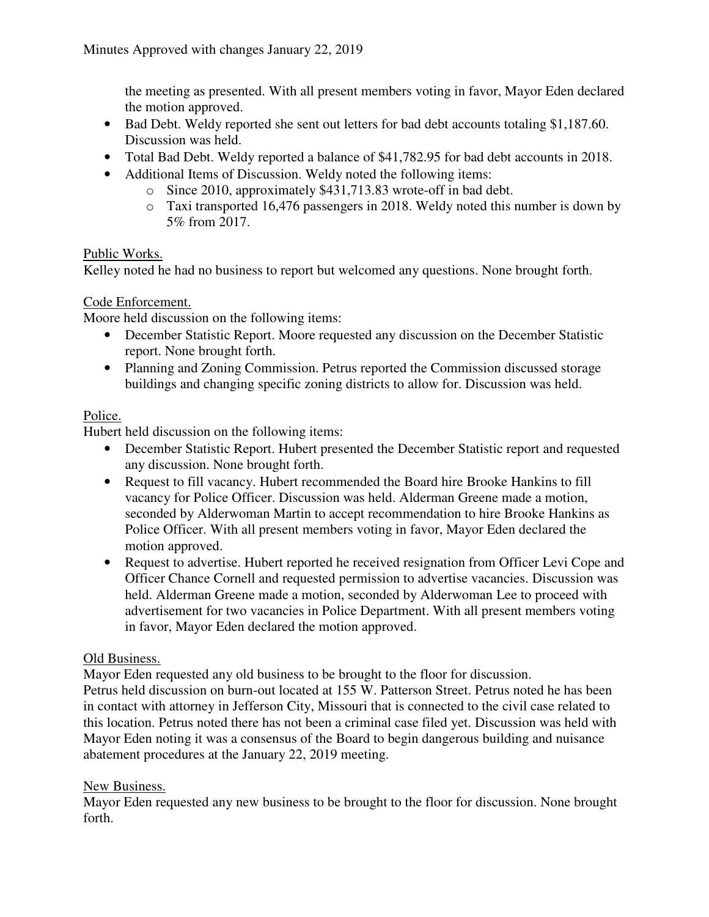the meeting as presented. With all present members voting in favor, Mayor Eden declared the motion approved.

- Bad Debt. Weldy reported she sent out letters for bad debt accounts totaling $1,187.60. Discussion was held.
- Total Bad Debt. Weldy reported a balance of $41,782.95 for bad debt accounts in 2018.
- Additional Items of Discussion. Weldy noted the following items:
  - Since 2010, approximately $431,713.83 wrote-off in bad debt.
  - Taxi transported 16,476 passengers in 2018. Weldy noted this number is down by 5% from 2017.

Public Works.

Kelley noted he had no business to report but welcomed any questions. None brought forth.

Code Enforcement.

Moore held discussion on the following items:

- December Statistic Report. Moore requested any discussion on the December Statistic report. None brought forth.
- Planning and Zoning Commission. Petrus reported the Commission discussed storage buildings and changing specific zoning districts to allow for. Discussion was held.

Police.

Hubert held discussion on the following items:

- December Statistic Report. Hubert presented the December Statistic report and requested any discussion. None brought forth.
- Request to fill vacancy. Hubert recommended the Board hire Brooke Hankins to fill vacancy for Police Officer. Discussion was held. Alderman Greene made a motion, seconded by Alderwoman Martin to accept recommendation to hire Brooke Hankins as Police Officer. With all present members voting in favor, Mayor Eden declared the motion approved.
- Request to advertise. Hubert reported he received resignation from Officer Levi Cope and Officer Chance Cornell and requested permission to advertise vacancies. Discussion was held. Alderman Greene made a motion, seconded by Alderwoman Lee to proceed with advertisement for two vacancies in Police Department. With all present members voting in favor, Mayor Eden declared the motion approved.

Old Business.

Mayor Eden requested any old business to be brought to the floor for discussion.
Petrus held discussion on burn-out located at 155 W. Patterson Street. Petrus noted he has been in contact with attorney in Jefferson City, Missouri that is connected to the civil case related to this location. Petrus noted there has not been a criminal case filed yet. Discussion was held with Mayor Eden noting it was a consensus of the Board to begin dangerous building and nuisance abatement procedures at the January 22, 2019 meeting.

New Business.

Mayor Eden requested any new business to be brought to the floor for discussion. None brought forth.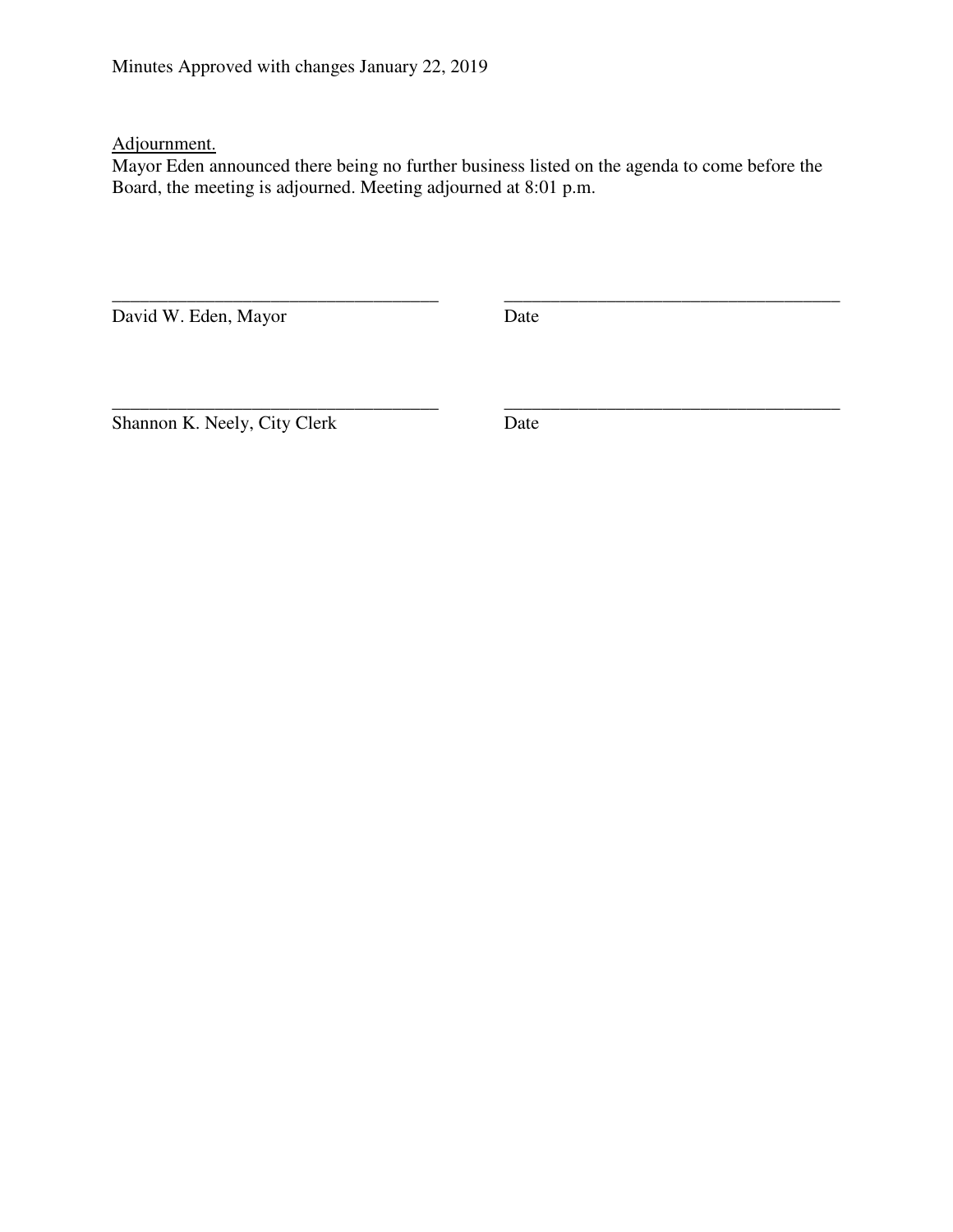Minutes Approved with changes January 22, 2019

<u>Adjournment.</u>
Mayor Eden announced there being no further business listed on the agenda to come before the Board, the meeting is adjourned. Meeting adjourned at 8:01 p.m.

| | |
|---|---|
| ___________________________________ | ___________________________________ |
| David W. Eden, Mayor | Date |
| ___________________________________ | ___________________________________ |
| Shannon K. Neely, City Clerk | Date |